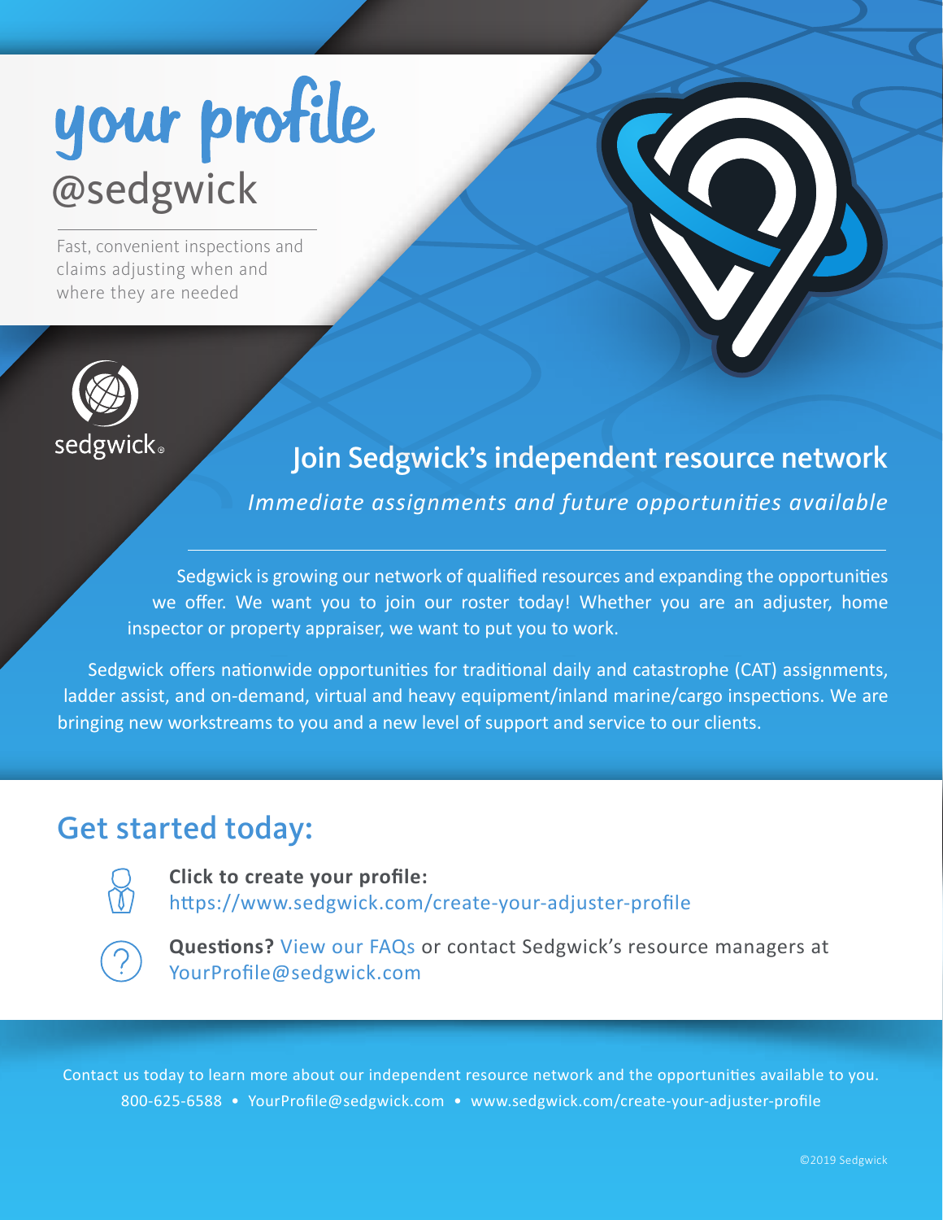# your profile

## @sedgwick

Fast, convenient inspections and claims adjusting when and where they are needed

sedgwick

## Join Sedgwick's independent resource network

*Immediate assignments and future opportunities available*

Sedgwick is growing our network of qualified resources and expanding the opportunities we offer. We want you to join our roster today! Whether you are an adjuster, home inspector or property appraiser, we want to put you to work.

Sedgwick offers nationwide opportunities for traditional daily and catastrophe (CAT) assignments, ladder assist, and on-demand, virtual and heavy equipment/inland marine/cargo inspections. We are bringing new workstreams to you and a new level of support and service to our clients.

## Get started today:

**Click to create your profile:**
https://www.sedgwick.com/create-your-adjuster-profile

**Questions?** View our FAQs or contact Sedgwick's resource managers at YourProfile@sedgwick.com

Contact us today to learn more about our independent resource network and the opportunities available to you.
800-625-6588 • YourProfile@sedgwick.com • www.sedgwick.com/create-your-adjuster-profile

©2019 Sedgwick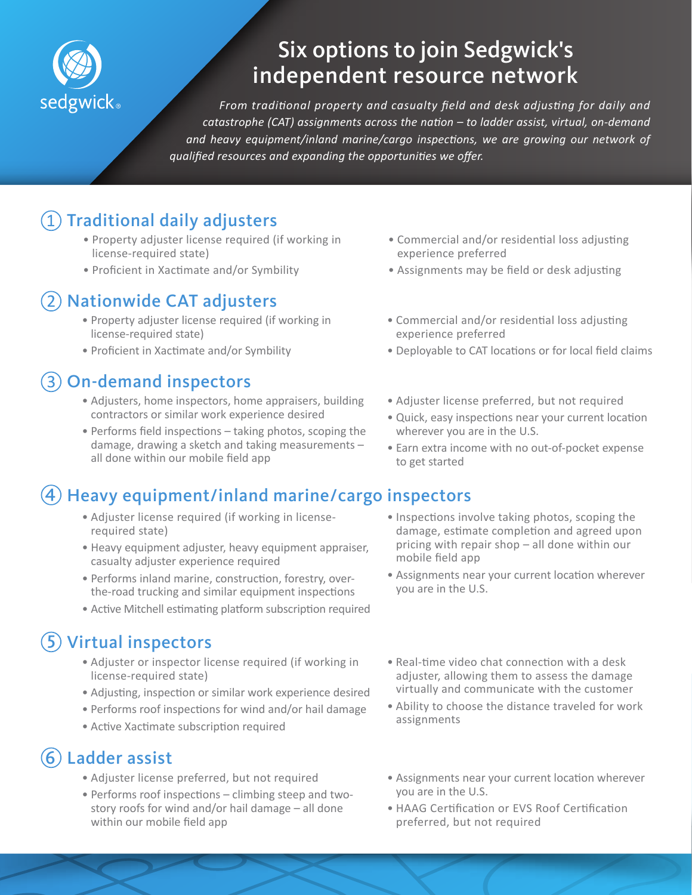# Six options to join Sedgwick's independent resource network

*From traditional property and casualty field and desk adjusting for daily and catastrophe (CAT) assignments across the nation – to ladder assist, virtual, on-demand and heavy equipment/inland marine/cargo inspections, we are growing our network of qualified resources and expanding the opportunities we offer.*

## 1 Traditional daily adjusters

- Property adjuster license required (if working in license-required state)
- Proficient in Xactimate and/or Symbility
- Commercial and/or residential loss adjusting experience preferred
- Assignments may be field or desk adjusting

## 2 Nationwide CAT adjusters

- Property adjuster license required (if working in license-required state)
- Proficient in Xactimate and/or Symbility
- Commercial and/or residential loss adjusting experience preferred
- Deployable to CAT locations or for local field claims

## 3 On-demand inspectors

- Adjusters, home inspectors, home appraisers, building contractors or similar work experience desired
- Performs field inspections – taking photos, scoping the damage, drawing a sketch and taking measurements – all done within our mobile field app
- Adjuster license preferred, but not required
- Quick, easy inspections near your current location wherever you are in the U.S.
- Earn extra income with no out-of-pocket expense to get started

## 4 Heavy equipment/inland marine/cargo inspectors

- Adjuster license required (if working in license-required state)
- Heavy equipment adjuster, heavy equipment appraiser, casualty adjuster experience required
- Performs inland marine, construction, forestry, over-the-road trucking and similar equipment inspections
- Active Mitchell estimating platform subscription required
- Inspections involve taking photos, scoping the damage, estimate completion and agreed upon pricing with repair shop – all done within our mobile field app
- Assignments near your current location wherever you are in the U.S.

## 5 Virtual inspectors

- Adjuster or inspector license required (if working in license-required state)
- Adjusting, inspection or similar work experience desired
- Performs roof inspections for wind and/or hail damage
- Active Xactimate subscription required
- Real-time video chat connection with a desk adjuster, allowing them to assess the damage virtually and communicate with the customer
- Ability to choose the distance traveled for work assignments

## 6 Ladder assist

- Adjuster license preferred, but not required
- Performs roof inspections – climbing steep and two-story roofs for wind and/or hail damage – all done within our mobile field app
- Assignments near your current location wherever you are in the U.S.
- HAAG Certification or EVS Roof Certification preferred, but not required